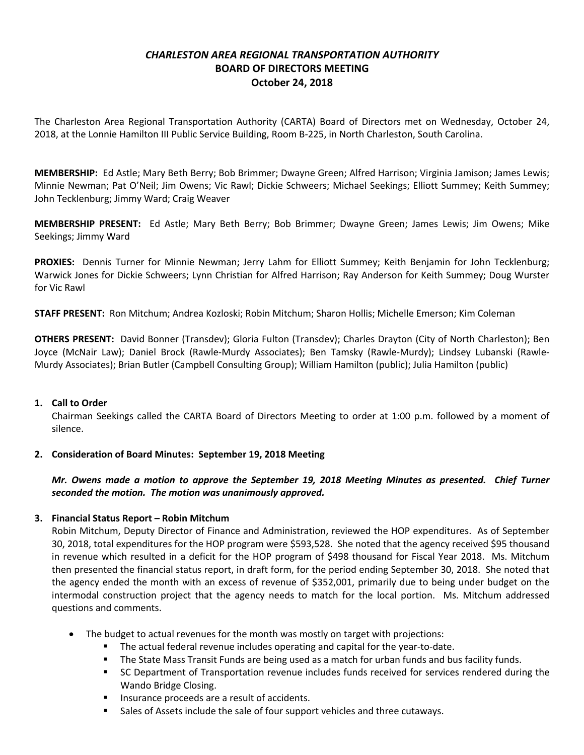# *CHARLESTON AREA REGIONAL TRANSPORTATION AUTHORITY*
## BOARD OF DIRECTORS MEETING
## October 24, 2018

The Charleston Area Regional Transportation Authority (CARTA) Board of Directors met on Wednesday, October 24, 2018, at the Lonnie Hamilton III Public Service Building, Room B-225, in North Charleston, South Carolina.

**MEMBERSHIP:** Ed Astle; Mary Beth Berry; Bob Brimmer; Dwayne Green; Alfred Harrison; Virginia Jamison; James Lewis; Minnie Newman; Pat O'Neil; Jim Owens; Vic Rawl; Dickie Schweers; Michael Seekings; Elliott Summey; Keith Summey; John Tecklenburg; Jimmy Ward; Craig Weaver

**MEMBERSHIP PRESENT:** Ed Astle; Mary Beth Berry; Bob Brimmer; Dwayne Green; James Lewis; Jim Owens; Mike Seekings; Jimmy Ward

**PROXIES:** Dennis Turner for Minnie Newman; Jerry Lahm for Elliott Summey; Keith Benjamin for John Tecklenburg; Warwick Jones for Dickie Schweers; Lynn Christian for Alfred Harrison; Ray Anderson for Keith Summey; Doug Wurster for Vic Rawl

**STAFF PRESENT:** Ron Mitchum; Andrea Kozloski; Robin Mitchum; Sharon Hollis; Michelle Emerson; Kim Coleman

**OTHERS PRESENT:** David Bonner (Transdev); Gloria Fulton (Transdev); Charles Drayton (City of North Charleston); Ben Joyce (McNair Law); Daniel Brock (Rawle-Murdy Associates); Ben Tamsky (Rawle-Murdy); Lindsey Lubanski (Rawle-Murdy Associates); Brian Butler (Campbell Consulting Group); William Hamilton (public); Julia Hamilton (public)

1. **Call to Order**
   Chairman Seekings called the CARTA Board of Directors Meeting to order at 1:00 p.m. followed by a moment of silence.

2. **Consideration of Board Minutes: September 19, 2018 Meeting**

   ***Mr. Owens made a motion to approve the September 19, 2018 Meeting Minutes as presented. Chief Turner seconded the motion. The motion was unanimously approved.***

3. **Financial Status Report – Robin Mitchum**
   Robin Mitchum, Deputy Director of Finance and Administration, reviewed the HOP expenditures. As of September 30, 2018, total expenditures for the HOP program were $593,528. She noted that the agency received $95 thousand in revenue which resulted in a deficit for the HOP program of $498 thousand for Fiscal Year 2018. Ms. Mitchum then presented the financial status report, in draft form, for the period ending September 30, 2018. She noted that the agency ended the month with an excess of revenue of $352,001, primarily due to being under budget on the intermodal construction project that the agency needs to match for the local portion. Ms. Mitchum addressed questions and comments.

   - The budget to actual revenues for the month was mostly on target with projections:
     - The actual federal revenue includes operating and capital for the year-to-date.
     - The State Mass Transit Funds are being used as a match for urban funds and bus facility funds.
     - SC Department of Transportation revenue includes funds received for services rendered during the Wando Bridge Closing.
     - Insurance proceeds are a result of accidents.
     - Sales of Assets include the sale of four support vehicles and three cutaways.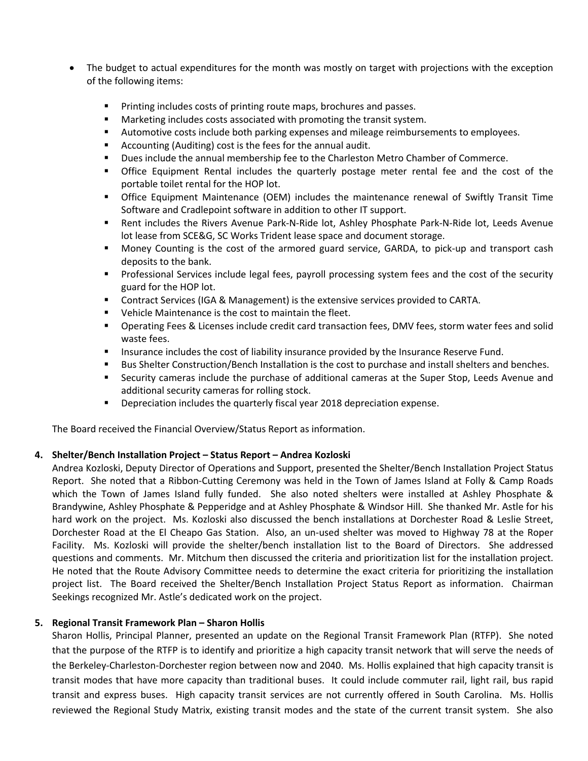- The budget to actual expenditures for the month was mostly on target with projections with the exception of the following items:
  - Printing includes costs of printing route maps, brochures and passes.
  - Marketing includes costs associated with promoting the transit system.
  - Automotive costs include both parking expenses and mileage reimbursements to employees.
  - Accounting (Auditing) cost is the fees for the annual audit.
  - Dues include the annual membership fee to the Charleston Metro Chamber of Commerce.
  - Office Equipment Rental includes the quarterly postage meter rental fee and the cost of the portable toilet rental for the HOP lot.
  - Office Equipment Maintenance (OEM) includes the maintenance renewal of Swiftly Transit Time Software and Cradlepoint software in addition to other IT support.
  - Rent includes the Rivers Avenue Park-N-Ride lot, Ashley Phosphate Park-N-Ride lot, Leeds Avenue lot lease from SCE&G, SC Works Trident lease space and document storage.
  - Money Counting is the cost of the armored guard service, GARDA, to pick-up and transport cash deposits to the bank.
  - Professional Services include legal fees, payroll processing system fees and the cost of the security guard for the HOP lot.
  - Contract Services (IGA & Management) is the extensive services provided to CARTA.
  - Vehicle Maintenance is the cost to maintain the fleet.
  - Operating Fees & Licenses include credit card transaction fees, DMV fees, storm water fees and solid waste fees.
  - Insurance includes the cost of liability insurance provided by the Insurance Reserve Fund.
  - Bus Shelter Construction/Bench Installation is the cost to purchase and install shelters and benches.
  - Security cameras include the purchase of additional cameras at the Super Stop, Leeds Avenue and additional security cameras for rolling stock.
  - Depreciation includes the quarterly fiscal year 2018 depreciation expense.

The Board received the Financial Overview/Status Report as information.

**4. Shelter/Bench Installation Project – Status Report – Andrea Kozloski**

Andrea Kozloski, Deputy Director of Operations and Support, presented the Shelter/Bench Installation Project Status Report. She noted that a Ribbon-Cutting Ceremony was held in the Town of James Island at Folly & Camp Roads which the Town of James Island fully funded. She also noted shelters were installed at Ashley Phosphate & Brandywine, Ashley Phosphate & Pepperidge and at Ashley Phosphate & Windsor Hill. She thanked Mr. Astle for his hard work on the project. Ms. Kozloski also discussed the bench installations at Dorchester Road & Leslie Street, Dorchester Road at the El Cheapo Gas Station. Also, an un-used shelter was moved to Highway 78 at the Roper Facility. Ms. Kozloski will provide the shelter/bench installation list to the Board of Directors. She addressed questions and comments. Mr. Mitchum then discussed the criteria and prioritization list for the installation project. He noted that the Route Advisory Committee needs to determine the exact criteria for prioritizing the installation project list. The Board received the Shelter/Bench Installation Project Status Report as information. Chairman Seekings recognized Mr. Astle's dedicated work on the project.

**5. Regional Transit Framework Plan – Sharon Hollis**

Sharon Hollis, Principal Planner, presented an update on the Regional Transit Framework Plan (RTFP). She noted that the purpose of the RTFP is to identify and prioritize a high capacity transit network that will serve the needs of the Berkeley-Charleston-Dorchester region between now and 2040. Ms. Hollis explained that high capacity transit is transit modes that have more capacity than traditional buses. It could include commuter rail, light rail, bus rapid transit and express buses. High capacity transit services are not currently offered in South Carolina. Ms. Hollis reviewed the Regional Study Matrix, existing transit modes and the state of the current transit system. She also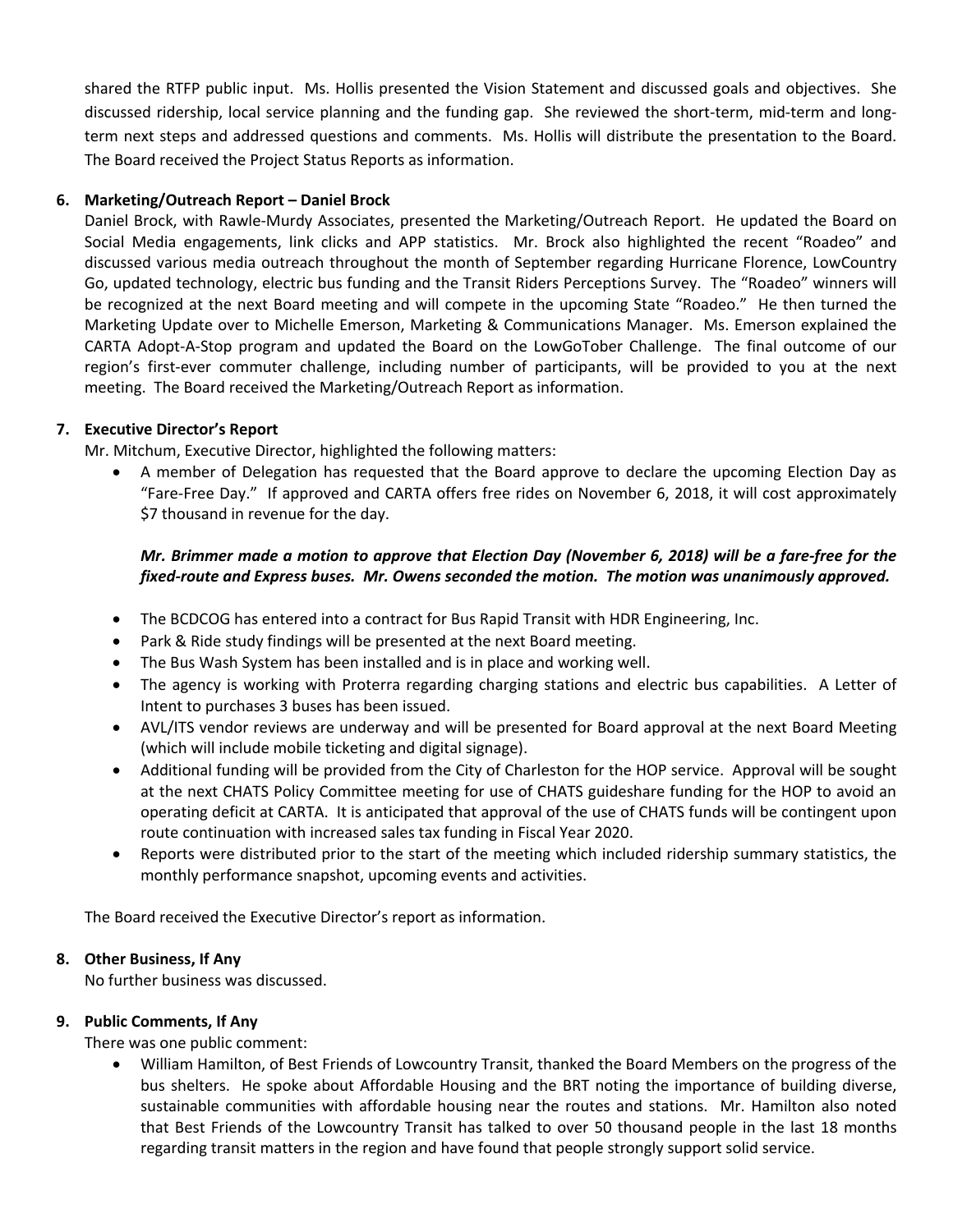shared the RTFP public input. Ms. Hollis presented the Vision Statement and discussed goals and objectives. She discussed ridership, local service planning and the funding gap. She reviewed the short-term, mid-term and long-term next steps and addressed questions and comments. Ms. Hollis will distribute the presentation to the Board. The Board received the Project Status Reports as information.

**6. Marketing/Outreach Report – Daniel Brock**

Daniel Brock, with Rawle-Murdy Associates, presented the Marketing/Outreach Report. He updated the Board on Social Media engagements, link clicks and APP statistics. Mr. Brock also highlighted the recent "Roadeo" and discussed various media outreach throughout the month of September regarding Hurricane Florence, LowCountry Go, updated technology, electric bus funding and the Transit Riders Perceptions Survey. The "Roadeo" winners will be recognized at the next Board meeting and will compete in the upcoming State "Roadeo." He then turned the Marketing Update over to Michelle Emerson, Marketing & Communications Manager. Ms. Emerson explained the CARTA Adopt-A-Stop program and updated the Board on the LowGoTober Challenge. The final outcome of our region's first-ever commuter challenge, including number of participants, will be provided to you at the next meeting. The Board received the Marketing/Outreach Report as information.

**7. Executive Director's Report**

Mr. Mitchum, Executive Director, highlighted the following matters:

- A member of Delegation has requested that the Board approve to declare the upcoming Election Day as "Fare-Free Day." If approved and CARTA offers free rides on November 6, 2018, it will cost approximately $7 thousand in revenue for the day.

  ***Mr. Brimmer made a motion to approve that Election Day (November 6, 2018) will be a fare-free for the fixed-route and Express buses. Mr. Owens seconded the motion. The motion was unanimously approved.***

- The BCDCOG has entered into a contract for Bus Rapid Transit with HDR Engineering, Inc.
- Park & Ride study findings will be presented at the next Board meeting.
- The Bus Wash System has been installed and is in place and working well.
- The agency is working with Proterra regarding charging stations and electric bus capabilities. A Letter of Intent to purchases 3 buses has been issued.
- AVL/ITS vendor reviews are underway and will be presented for Board approval at the next Board Meeting (which will include mobile ticketing and digital signage).
- Additional funding will be provided from the City of Charleston for the HOP service. Approval will be sought at the next CHATS Policy Committee meeting for use of CHATS guideshare funding for the HOP to avoid an operating deficit at CARTA. It is anticipated that approval of the use of CHATS funds will be contingent upon route continuation with increased sales tax funding in Fiscal Year 2020.
- Reports were distributed prior to the start of the meeting which included ridership summary statistics, the monthly performance snapshot, upcoming events and activities.

The Board received the Executive Director's report as information.

**8. Other Business, If Any**

No further business was discussed.

**9. Public Comments, If Any**

There was one public comment:

- William Hamilton, of Best Friends of Lowcountry Transit, thanked the Board Members on the progress of the bus shelters. He spoke about Affordable Housing and the BRT noting the importance of building diverse, sustainable communities with affordable housing near the routes and stations. Mr. Hamilton also noted that Best Friends of the Lowcountry Transit has talked to over 50 thousand people in the last 18 months regarding transit matters in the region and have found that people strongly support solid service.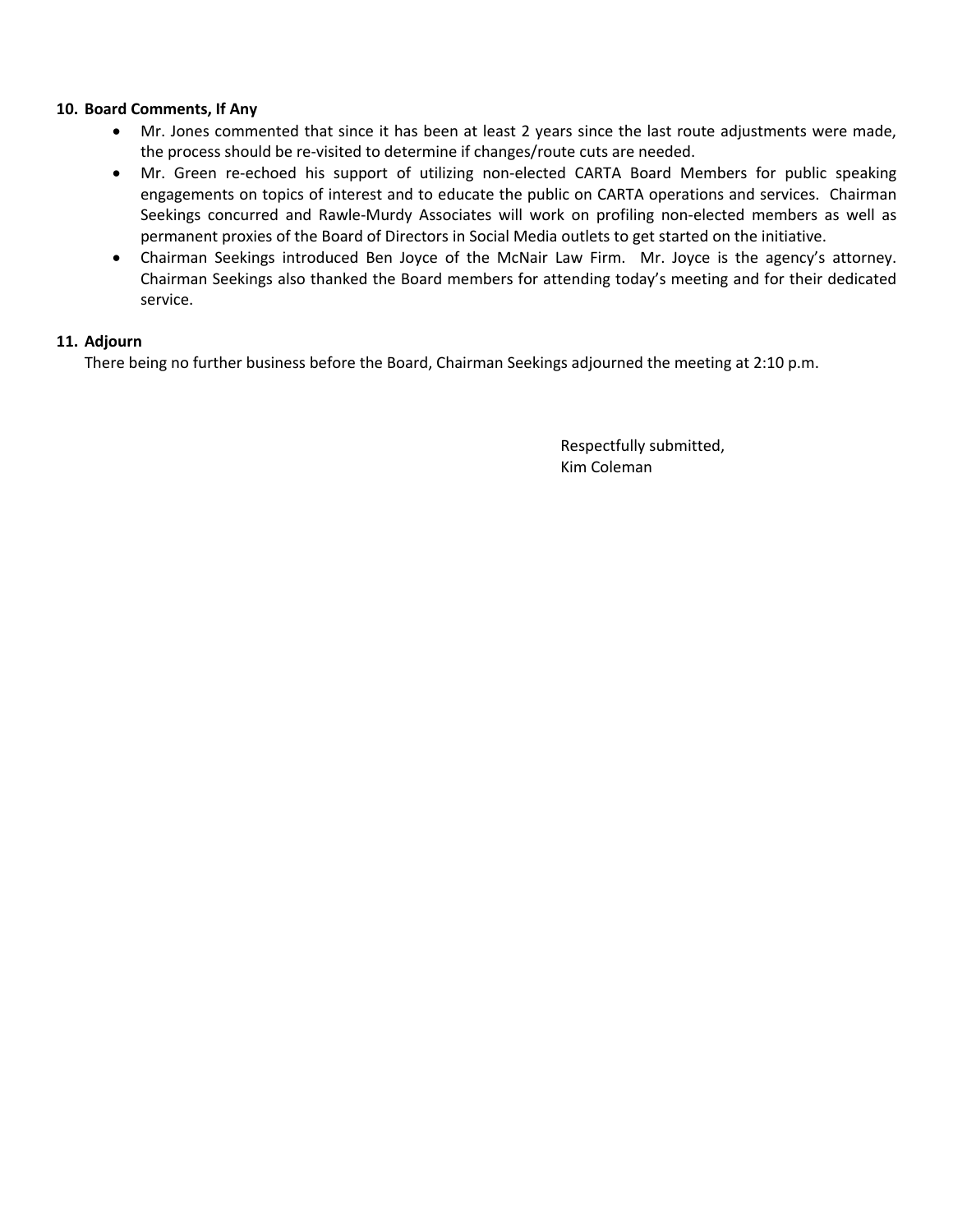**10. Board Comments, If Any**

- Mr. Jones commented that since it has been at least 2 years since the last route adjustments were made, the process should be re-visited to determine if changes/route cuts are needed.
- Mr. Green re-echoed his support of utilizing non-elected CARTA Board Members for public speaking engagements on topics of interest and to educate the public on CARTA operations and services. Chairman Seekings concurred and Rawle-Murdy Associates will work on profiling non-elected members as well as permanent proxies of the Board of Directors in Social Media outlets to get started on the initiative.
- Chairman Seekings introduced Ben Joyce of the McNair Law Firm. Mr. Joyce is the agency's attorney. Chairman Seekings also thanked the Board members for attending today's meeting and for their dedicated service.

**11. Adjourn**

There being no further business before the Board, Chairman Seekings adjourned the meeting at 2:10 p.m.

Respectfully submitted,
Kim Coleman